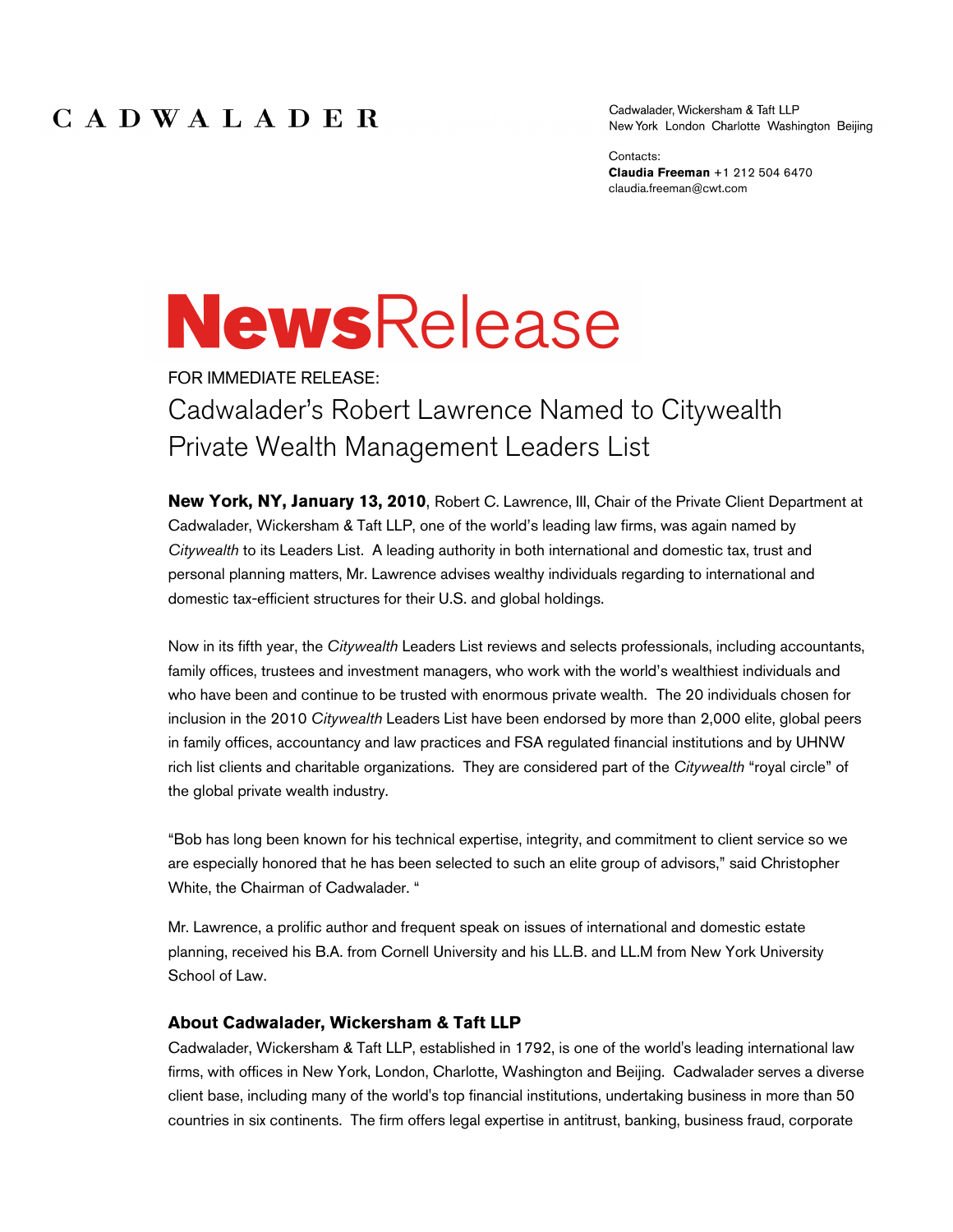CADWALADER

Cadwalader, Wickersham & Taft LLP
New York London Charlotte Washington Beijing

Contacts:
**Claudia Freeman** +1 212 504 6470
claudia.freeman@cwt.com

# NewsRelease

FOR IMMEDIATE RELEASE:

## Cadwalader's Robert Lawrence Named to Citywealth Private Wealth Management Leaders List

**New York, NY, January 13, 2010**, Robert C. Lawrence, III, Chair of the Private Client Department at Cadwalader, Wickersham & Taft LLP, one of the world's leading law firms, was again named by *Citywealth* to its Leaders List. A leading authority in both international and domestic tax, trust and personal planning matters, Mr. Lawrence advises wealthy individuals regarding to international and domestic tax-efficient structures for their U.S. and global holdings.

Now in its fifth year, the *Citywealth* Leaders List reviews and selects professionals, including accountants, family offices, trustees and investment managers, who work with the world's wealthiest individuals and who have been and continue to be trusted with enormous private wealth. The 20 individuals chosen for inclusion in the 2010 *Citywealth* Leaders List have been endorsed by more than 2,000 elite, global peers in family offices, accountancy and law practices and FSA regulated financial institutions and by UHNW rich list clients and charitable organizations. They are considered part of the *Citywealth* "royal circle" of the global private wealth industry.

"Bob has long been known for his technical expertise, integrity, and commitment to client service so we are especially honored that he has been selected to such an elite group of advisors," said Christopher White, the Chairman of Cadwalader. "

Mr. Lawrence, a prolific author and frequent speak on issues of international and domestic estate planning, received his B.A. from Cornell University and his LL.B. and LL.M from New York University School of Law.

### About Cadwalader, Wickersham & Taft LLP

Cadwalader, Wickersham & Taft LLP, established in 1792, is one of the world's leading international law firms, with offices in New York, London, Charlotte, Washington and Beijing. Cadwalader serves a diverse client base, including many of the world's top financial institutions, undertaking business in more than 50 countries in six continents. The firm offers legal expertise in antitrust, banking, business fraud, corporate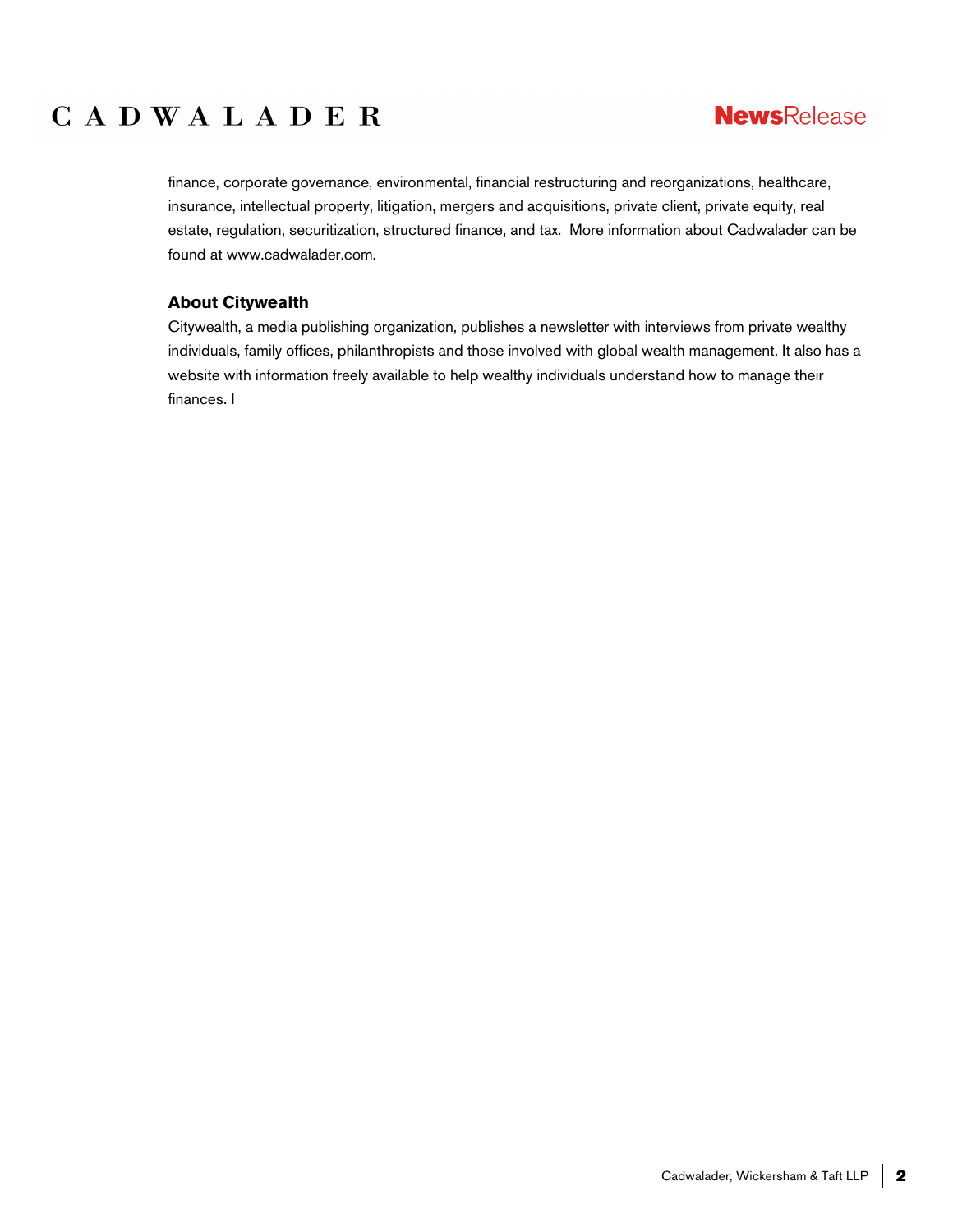finance, corporate governance, environmental, financial restructuring and reorganizations, healthcare, insurance, intellectual property, litigation, mergers and acquisitions, private client, private equity, real estate, regulation, securitization, structured finance, and tax. More information about Cadwalader can be found at www.cadwalader.com.

**About Citywealth**

Citywealth, a media publishing organization, publishes a newsletter with interviews from private wealthy individuals, family offices, philanthropists and those involved with global wealth management. It also has a website with information freely available to help wealthy individuals understand how to manage their finances. I